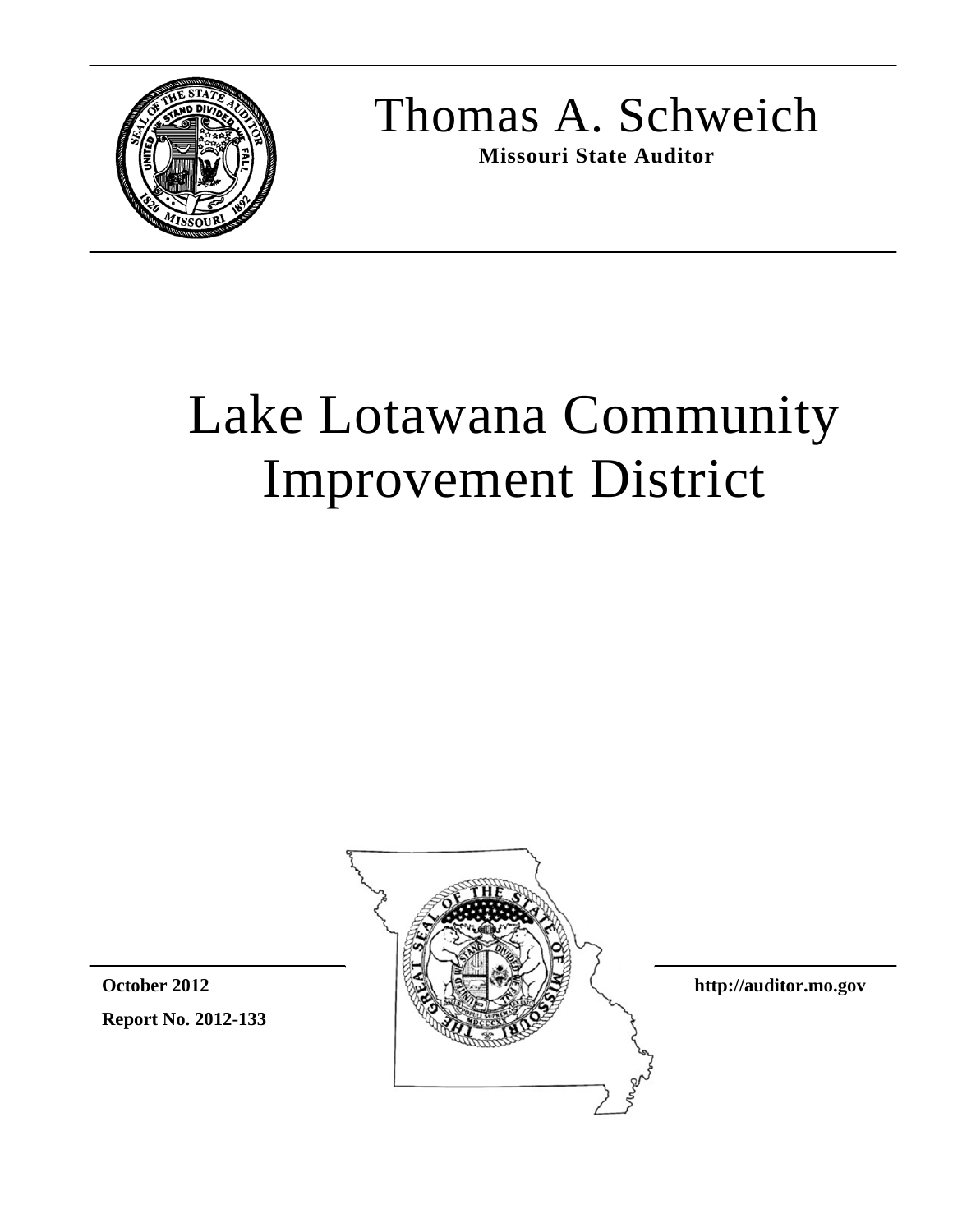# Thomas A. Schweich

**Missouri State Auditor**

# Lake Lotawana Community Improvement District

**October 2012**

**Report No. 2012-133**

**http://auditor.mo.gov**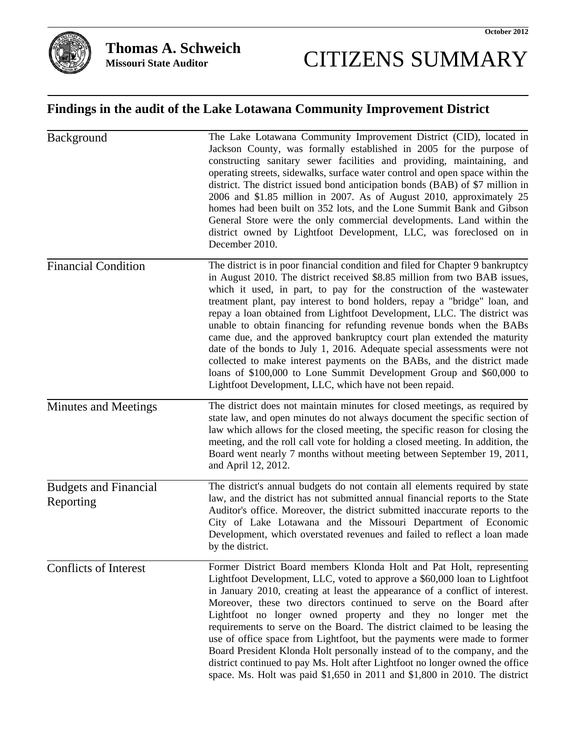October 2012

**Thomas A. Schweich**
**Missouri State Auditor**

# CITIZENS SUMMARY

## Findings in the audit of the Lake Lotawana Community Improvement District

| | |
|---|---|
| Background | The Lake Lotawana Community Improvement District (CID), located in Jackson County, was formally established in 2005 for the purpose of constructing sanitary sewer facilities and providing, maintaining, and operating streets, sidewalks, surface water control and open space within the district. The district issued bond anticipation bonds (BAB) of $7 million in 2006 and $1.85 million in 2007. As of August 2010, approximately 25 homes had been built on 352 lots, and the Lone Summit Bank and Gibson General Store were the only commercial developments. Land within the district owned by Lightfoot Development, LLC, was foreclosed on in December 2010. |
| Financial Condition | The district is in poor financial condition and filed for Chapter 9 bankruptcy in August 2010. The district received $8.85 million from two BAB issues, which it used, in part, to pay for the construction of the wastewater treatment plant, pay interest to bond holders, repay a "bridge" loan, and repay a loan obtained from Lightfoot Development, LLC. The district was unable to obtain financing for refunding revenue bonds when the BABs came due, and the approved bankruptcy court plan extended the maturity date of the bonds to July 1, 2016. Adequate special assessments were not collected to make interest payments on the BABs, and the district made loans of $100,000 to Lone Summit Development Group and $60,000 to Lightfoot Development, LLC, which have not been repaid. |
| Minutes and Meetings | The district does not maintain minutes for closed meetings, as required by state law, and open minutes do not always document the specific section of law which allows for the closed meeting, the specific reason for closing the meeting, and the roll call vote for holding a closed meeting. In addition, the Board went nearly 7 months without meeting between September 19, 2011, and April 12, 2012. |
| Budgets and Financial Reporting | The district's annual budgets do not contain all elements required by state law, and the district has not submitted annual financial reports to the State Auditor's office. Moreover, the district submitted inaccurate reports to the City of Lake Lotawana and the Missouri Department of Economic Development, which overstated revenues and failed to reflect a loan made by the district. |
| Conflicts of Interest | Former District Board members Klonda Holt and Pat Holt, representing Lightfoot Development, LLC, voted to approve a $60,000 loan to Lightfoot in January 2010, creating at least the appearance of a conflict of interest. Moreover, these two directors continued to serve on the Board after Lightfoot no longer owned property and they no longer met the requirements to serve on the Board. The district claimed to be leasing the use of office space from Lightfoot, but the payments were made to former Board President Klonda Holt personally instead of to the company, and the district continued to pay Ms. Holt after Lightfoot no longer owned the office space. Ms. Holt was paid $1,650 in 2011 and $1,800 in 2010. The district |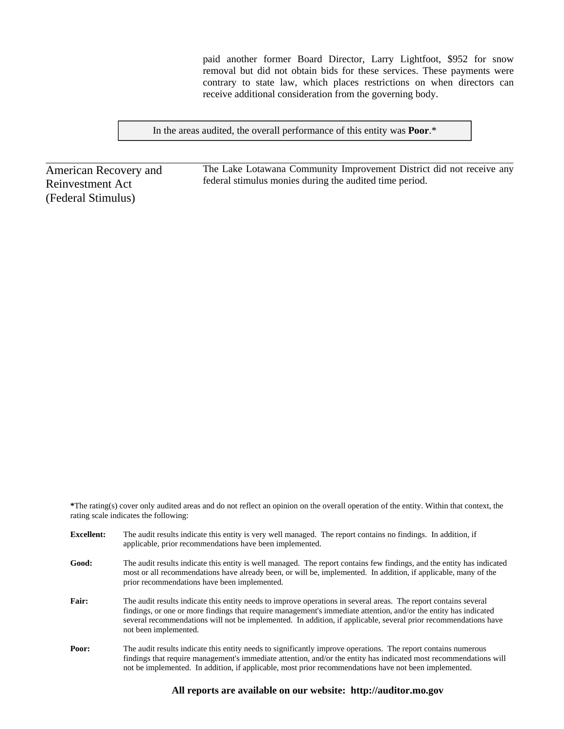paid another former Board Director, Larry Lightfoot, $952 for snow removal but did not obtain bids for these services. These payments were contrary to state law, which places restrictions on when directors can receive additional consideration from the governing body.

In the areas audited, the overall performance of this entity was **Poor**.*

---

**American Recovery and Reinvestment Act (Federal Stimulus)**

The Lake Lotawana Community Improvement District did not receive any federal stimulus monies during the audited time period.

**\***The rating(s) cover only audited areas and do not reflect an opinion on the overall operation of the entity. Within that context, the rating scale indicates the following:

**Excellent:** The audit results indicate this entity is very well managed. The report contains no findings. In addition, if applicable, prior recommendations have been implemented.

**Good:** The audit results indicate this entity is well managed. The report contains few findings, and the entity has indicated most or all recommendations have already been, or will be, implemented. In addition, if applicable, many of the prior recommendations have been implemented.

**Fair:** The audit results indicate this entity needs to improve operations in several areas. The report contains several findings, or one or more findings that require management's immediate attention, and/or the entity has indicated several recommendations will not be implemented. In addition, if applicable, several prior recommendations have not been implemented.

**Poor:** The audit results indicate this entity needs to significantly improve operations. The report contains numerous findings that require management's immediate attention, and/or the entity has indicated most recommendations will not be implemented. In addition, if applicable, most prior recommendations have not been implemented.

**All reports are available on our website: http://auditor.mo.gov**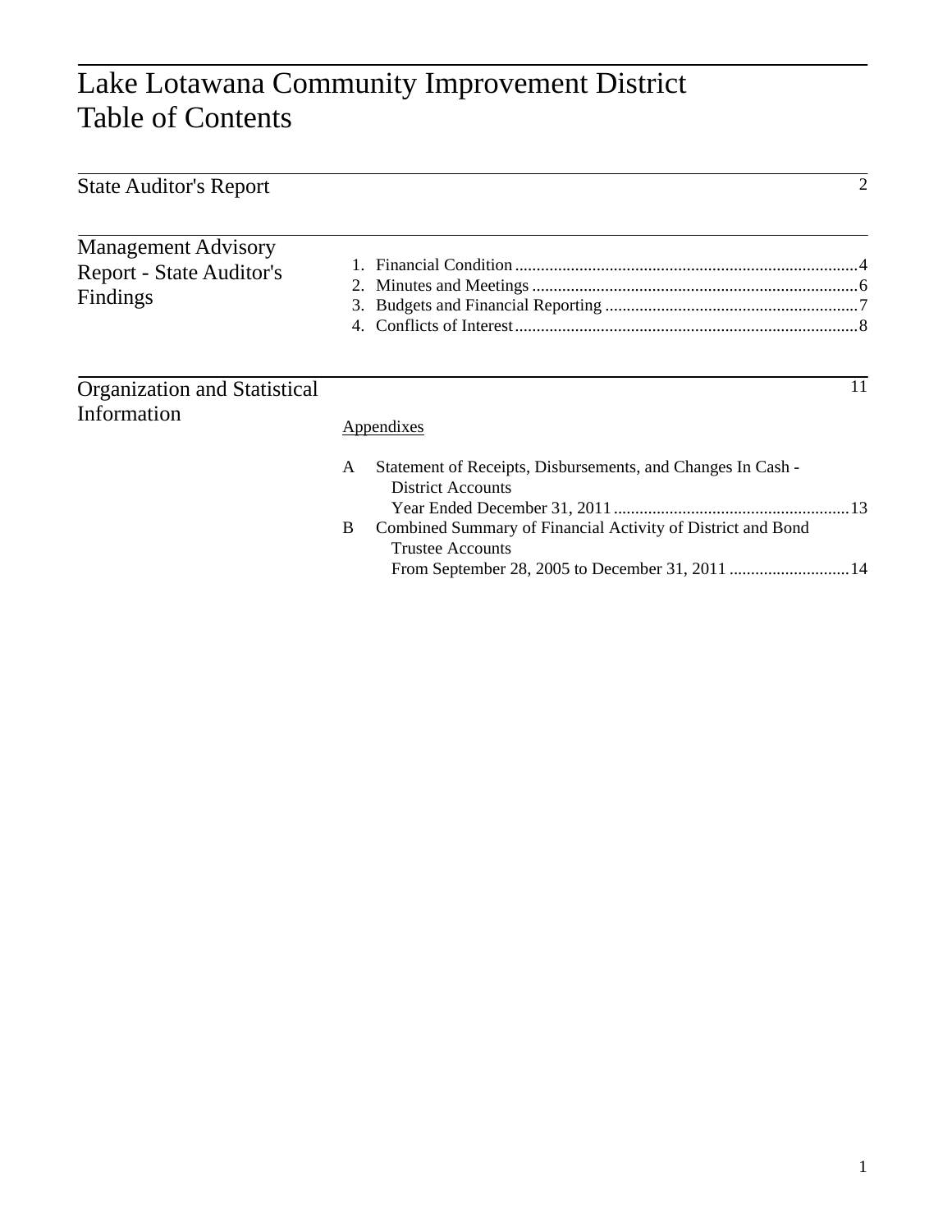# Lake Lotawana Community Improvement District
# Table of Contents

| | | |
|---|---|---|
| State Auditor's Report | | 2 |
| Management Advisory Report - State Auditor's Findings | 1. Financial Condition | 4 |
| | 2. Minutes and Meetings | 6 |
| | 3. Budgets and Financial Reporting | 7 |
| | 4. Conflicts of Interest | 8 |
| Organization and Statistical Information | | 11 |
| | Appendixes | |
| | A Statement of Receipts, Disbursements, and Changes In Cash - District Accounts Year Ended December 31, 2011 | 13 |
| | B Combined Summary of Financial Activity of District and Bond Trustee Accounts From September 28, 2005 to December 31, 2011 | 14 |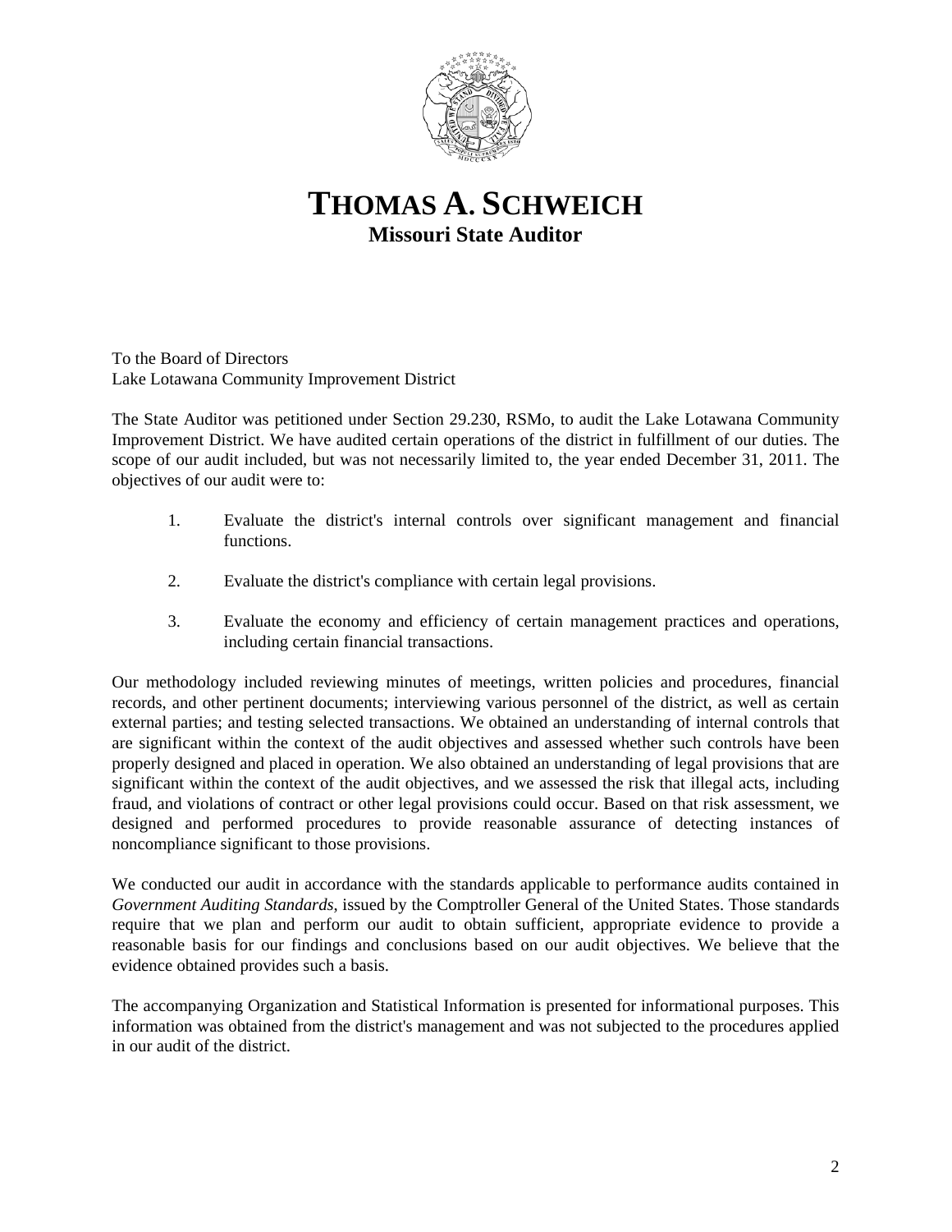# THOMAS A. SCHWEICH
## Missouri State Auditor

To the Board of Directors
Lake Lotawana Community Improvement District

The State Auditor was petitioned under Section 29.230, RSMo, to audit the Lake Lotawana Community Improvement District. We have audited certain operations of the district in fulfillment of our duties. The scope of our audit included, but was not necessarily limited to, the year ended December 31, 2011. The objectives of our audit were to:

1. Evaluate the district's internal controls over significant management and financial functions.

2. Evaluate the district's compliance with certain legal provisions.

3. Evaluate the economy and efficiency of certain management practices and operations, including certain financial transactions.

Our methodology included reviewing minutes of meetings, written policies and procedures, financial records, and other pertinent documents; interviewing various personnel of the district, as well as certain external parties; and testing selected transactions. We obtained an understanding of internal controls that are significant within the context of the audit objectives and assessed whether such controls have been properly designed and placed in operation. We also obtained an understanding of legal provisions that are significant within the context of the audit objectives, and we assessed the risk that illegal acts, including fraud, and violations of contract or other legal provisions could occur. Based on that risk assessment, we designed and performed procedures to provide reasonable assurance of detecting instances of noncompliance significant to those provisions.

We conducted our audit in accordance with the standards applicable to performance audits contained in *Government Auditing Standards*, issued by the Comptroller General of the United States. Those standards require that we plan and perform our audit to obtain sufficient, appropriate evidence to provide a reasonable basis for our findings and conclusions based on our audit objectives. We believe that the evidence obtained provides such a basis.

The accompanying Organization and Statistical Information is presented for informational purposes. This information was obtained from the district's management and was not subjected to the procedures applied in our audit of the district.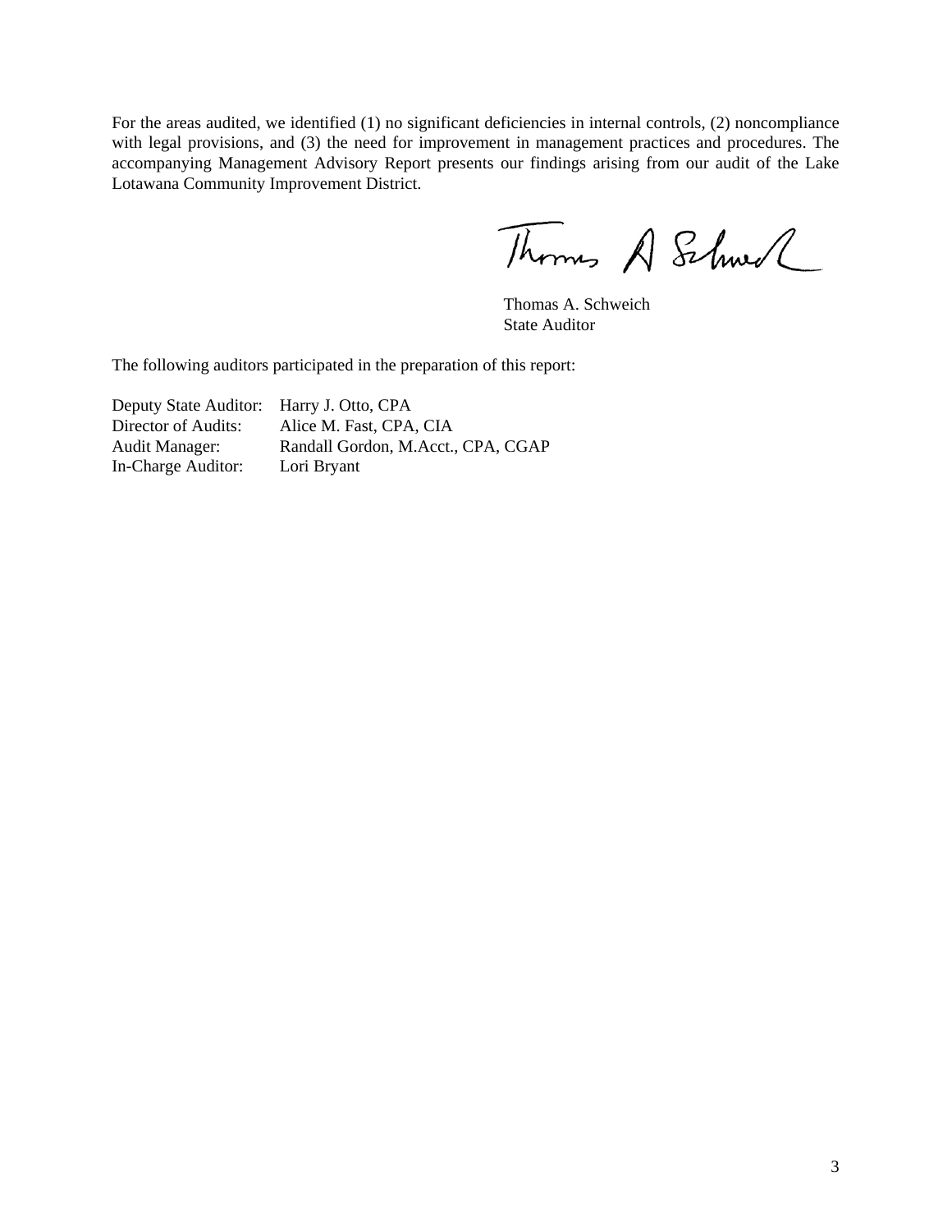For the areas audited, we identified (1) no significant deficiencies in internal controls, (2) noncompliance with legal provisions, and (3) the need for improvement in management practices and procedures. The accompanying Management Advisory Report presents our findings arising from our audit of the Lake Lotawana Community Improvement District.

Thomas A. Schweich  
State Auditor

The following auditors participated in the preparation of this report:

| | |
|---|---|
| Deputy State Auditor: | Harry J. Otto, CPA |
| Director of Audits: | Alice M. Fast, CPA, CIA |
| Audit Manager: | Randall Gordon, M.Acct., CPA, CGAP |
| In-Charge Auditor: | Lori Bryant |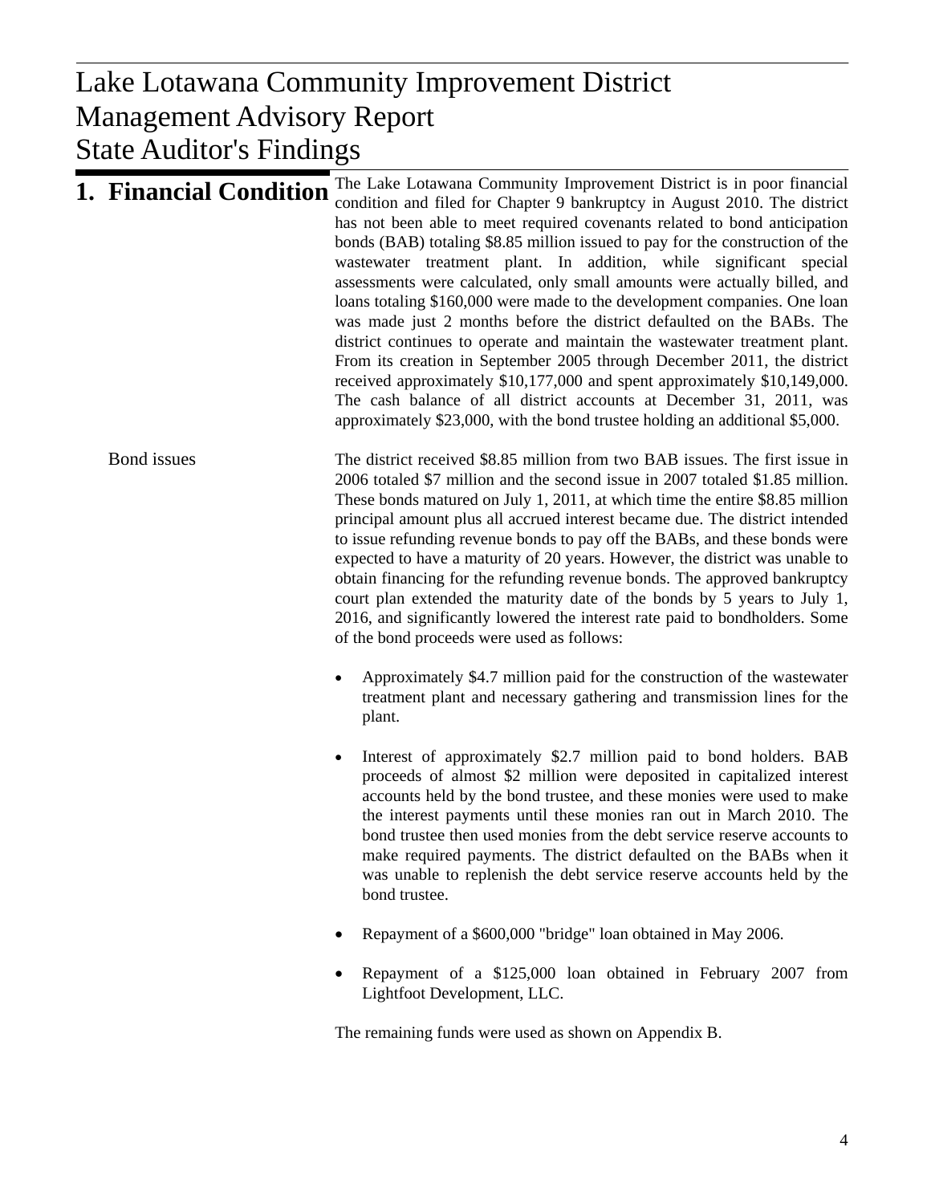# Lake Lotawana Community Improvement District
# Management Advisory Report
# State Auditor's Findings

## 1. Financial Condition

The Lake Lotawana Community Improvement District is in poor financial condition and filed for Chapter 9 bankruptcy in August 2010. The district has not been able to meet required covenants related to bond anticipation bonds (BAB) totaling $8.85 million issued to pay for the construction of the wastewater treatment plant. In addition, while significant special assessments were calculated, only small amounts were actually billed, and loans totaling $160,000 were made to the development companies. One loan was made just 2 months before the district defaulted on the BABs. The district continues to operate and maintain the wastewater treatment plant. From its creation in September 2005 through December 2011, the district received approximately $10,177,000 and spent approximately $10,149,000. The cash balance of all district accounts at December 31, 2011, was approximately $23,000, with the bond trustee holding an additional $5,000.

### Bond issues

The district received $8.85 million from two BAB issues. The first issue in 2006 totaled $7 million and the second issue in 2007 totaled $1.85 million. These bonds matured on July 1, 2011, at which time the entire $8.85 million principal amount plus all accrued interest became due. The district intended to issue refunding revenue bonds to pay off the BABs, and these bonds were expected to have a maturity of 20 years. However, the district was unable to obtain financing for the refunding revenue bonds. The approved bankruptcy court plan extended the maturity date of the bonds by 5 years to July 1, 2016, and significantly lowered the interest rate paid to bondholders. Some of the bond proceeds were used as follows:

- Approximately $4.7 million paid for the construction of the wastewater treatment plant and necessary gathering and transmission lines for the plant.

- Interest of approximately $2.7 million paid to bond holders. BAB proceeds of almost $2 million were deposited in capitalized interest accounts held by the bond trustee, and these monies were used to make the interest payments until these monies ran out in March 2010. The bond trustee then used monies from the debt service reserve accounts to make required payments. The district defaulted on the BABs when it was unable to replenish the debt service reserve accounts held by the bond trustee.

- Repayment of a $600,000 "bridge" loan obtained in May 2006.

- Repayment of a $125,000 loan obtained in February 2007 from Lightfoot Development, LLC.

The remaining funds were used as shown on Appendix B.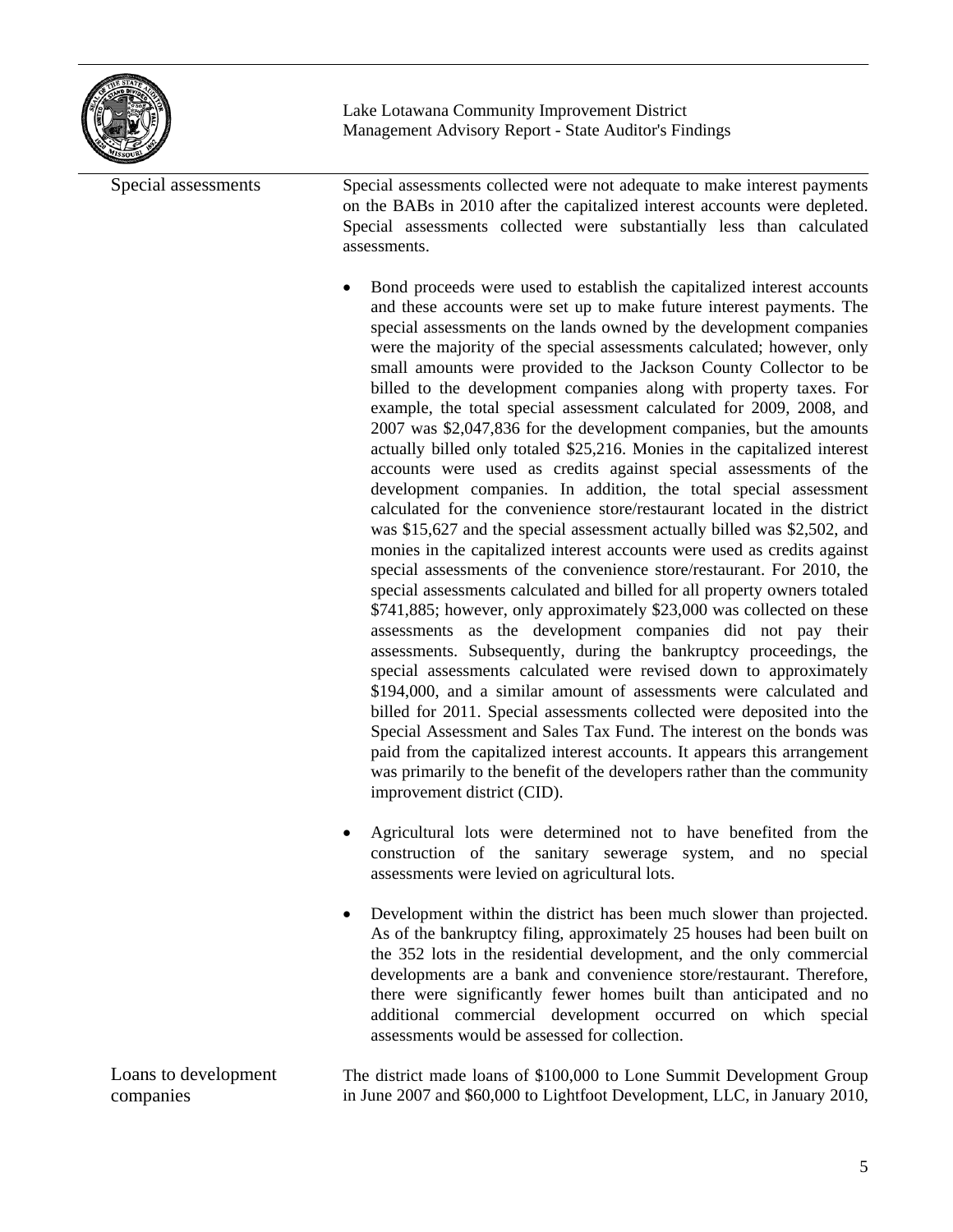### Special assessments

Special assessments collected were not adequate to make interest payments on the BABs in 2010 after the capitalized interest accounts were depleted. Special assessments collected were substantially less than calculated assessments.

- Bond proceeds were used to establish the capitalized interest accounts and these accounts were set up to make future interest payments. The special assessments on the lands owned by the development companies were the majority of the special assessments calculated; however, only small amounts were provided to the Jackson County Collector to be billed to the development companies along with property taxes. For example, the total special assessment calculated for 2009, 2008, and 2007 was $2,047,836 for the development companies, but the amounts actually billed only totaled $25,216. Monies in the capitalized interest accounts were used as credits against special assessments of the development companies. In addition, the total special assessment calculated for the convenience store/restaurant located in the district was $15,627 and the special assessment actually billed was $2,502, and monies in the capitalized interest accounts were used as credits against special assessments of the convenience store/restaurant. For 2010, the special assessments calculated and billed for all property owners totaled $741,885; however, only approximately $23,000 was collected on these assessments as the development companies did not pay their assessments. Subsequently, during the bankruptcy proceedings, the special assessments calculated were revised down to approximately $194,000, and a similar amount of assessments were calculated and billed for 2011. Special assessments collected were deposited into the Special Assessment and Sales Tax Fund. The interest on the bonds was paid from the capitalized interest accounts. It appears this arrangement was primarily to the benefit of the developers rather than the community improvement district (CID).

- Agricultural lots were determined not to have benefited from the construction of the sanitary sewerage system, and no special assessments were levied on agricultural lots.

- Development within the district has been much slower than projected. As of the bankruptcy filing, approximately 25 houses had been built on the 352 lots in the residential development, and the only commercial developments are a bank and convenience store/restaurant. Therefore, there were significantly fewer homes built than anticipated and no additional commercial development occurred on which special assessments would be assessed for collection.

### Loans to development companies

The district made loans of $100,000 to Lone Summit Development Group in June 2007 and $60,000 to Lightfoot Development, LLC, in January 2010,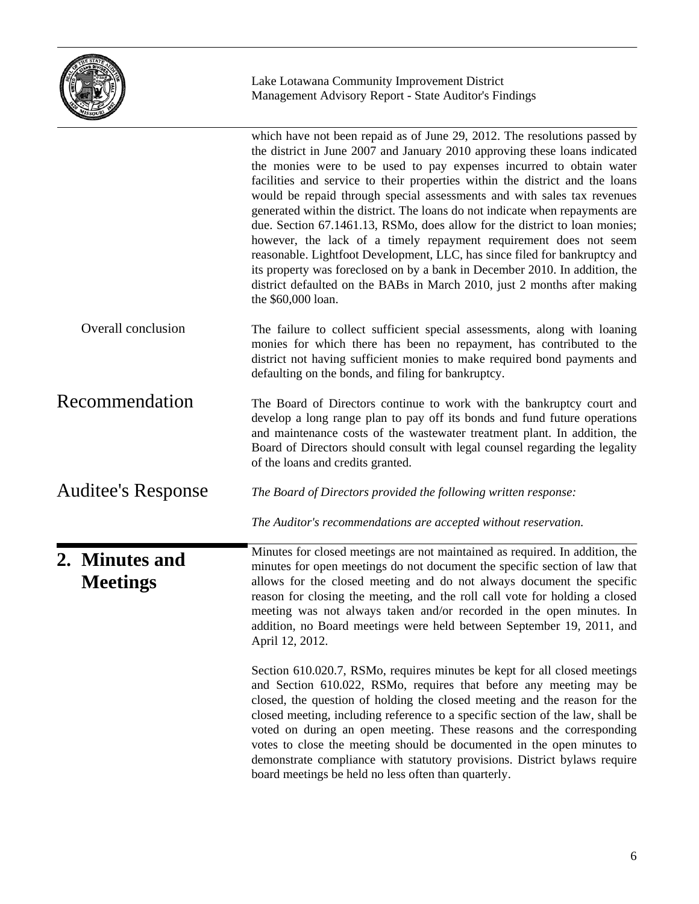which have not been repaid as of June 29, 2012. The resolutions passed by the district in June 2007 and January 2010 approving these loans indicated the monies were to be used to pay expenses incurred to obtain water facilities and service to their properties within the district and the loans would be repaid through special assessments and with sales tax revenues generated within the district. The loans do not indicate when repayments are due. Section 67.1461.13, RSMo, does allow for the district to loan monies; however, the lack of a timely repayment requirement does not seem reasonable. Lightfoot Development, LLC, has since filed for bankruptcy and its property was foreclosed on by a bank in December 2010. In addition, the district defaulted on the BABs in March 2010, just 2 months after making the $60,000 loan.

Overall conclusion

The failure to collect sufficient special assessments, along with loaning monies for which there has been no repayment, has contributed to the district not having sufficient monies to make required bond payments and defaulting on the bonds, and filing for bankruptcy.

## Recommendation

The Board of Directors continue to work with the bankruptcy court and develop a long range plan to pay off its bonds and fund future operations and maintenance costs of the wastewater treatment plant. In addition, the Board of Directors should consult with legal counsel regarding the legality of the loans and credits granted.

## Auditee's Response

*The Board of Directors provided the following written response:*

*The Auditor's recommendations are accepted without reservation.*

## 2. Minutes and Meetings

Minutes for closed meetings are not maintained as required. In addition, the minutes for open meetings do not document the specific section of law that allows for the closed meeting and do not always document the specific reason for closing the meeting, and the roll call vote for holding a closed meeting was not always taken and/or recorded in the open minutes. In addition, no Board meetings were held between September 19, 2011, and April 12, 2012.

Section 610.020.7, RSMo, requires minutes be kept for all closed meetings and Section 610.022, RSMo, requires that before any meeting may be closed, the question of holding the closed meeting and the reason for the closed meeting, including reference to a specific section of the law, shall be voted on during an open meeting. These reasons and the corresponding votes to close the meeting should be documented in the open minutes to demonstrate compliance with statutory provisions. District bylaws require board meetings be held no less often than quarterly.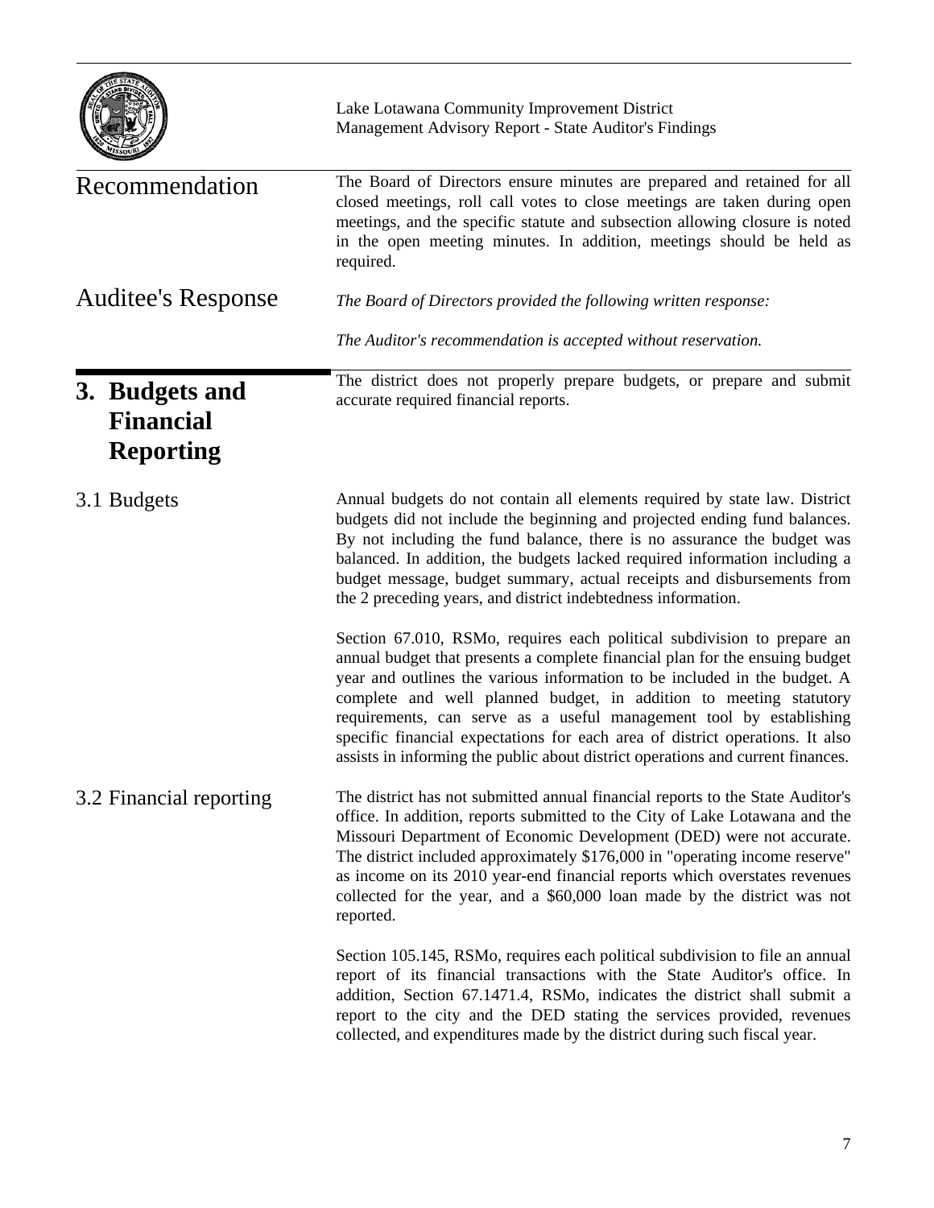Recommendation

The Board of Directors ensure minutes are prepared and retained for all closed meetings, roll call votes to close meetings are taken during open meetings, and the specific statute and subsection allowing closure is noted in the open meeting minutes. In addition, meetings should be held as required.

Auditee's Response

*The Board of Directors provided the following written response:*

*The Auditor's recommendation is accepted without reservation.*

## 3. Budgets and Financial Reporting

The district does not properly prepare budgets, or prepare and submit accurate required financial reports.

### 3.1 Budgets

Annual budgets do not contain all elements required by state law. District budgets did not include the beginning and projected ending fund balances. By not including the fund balance, there is no assurance the budget was balanced. In addition, the budgets lacked required information including a budget message, budget summary, actual receipts and disbursements from the 2 preceding years, and district indebtedness information.

Section 67.010, RSMo, requires each political subdivision to prepare an annual budget that presents a complete financial plan for the ensuing budget year and outlines the various information to be included in the budget. A complete and well planned budget, in addition to meeting statutory requirements, can serve as a useful management tool by establishing specific financial expectations for each area of district operations. It also assists in informing the public about district operations and current finances.

### 3.2 Financial reporting

The district has not submitted annual financial reports to the State Auditor's office. In addition, reports submitted to the City of Lake Lotawana and the Missouri Department of Economic Development (DED) were not accurate. The district included approximately $176,000 in "operating income reserve" as income on its 2010 year-end financial reports which overstates revenues collected for the year, and a $60,000 loan made by the district was not reported.

Section 105.145, RSMo, requires each political subdivision to file an annual report of its financial transactions with the State Auditor's office. In addition, Section 67.1471.4, RSMo, indicates the district shall submit a report to the city and the DED stating the services provided, revenues collected, and expenditures made by the district during such fiscal year.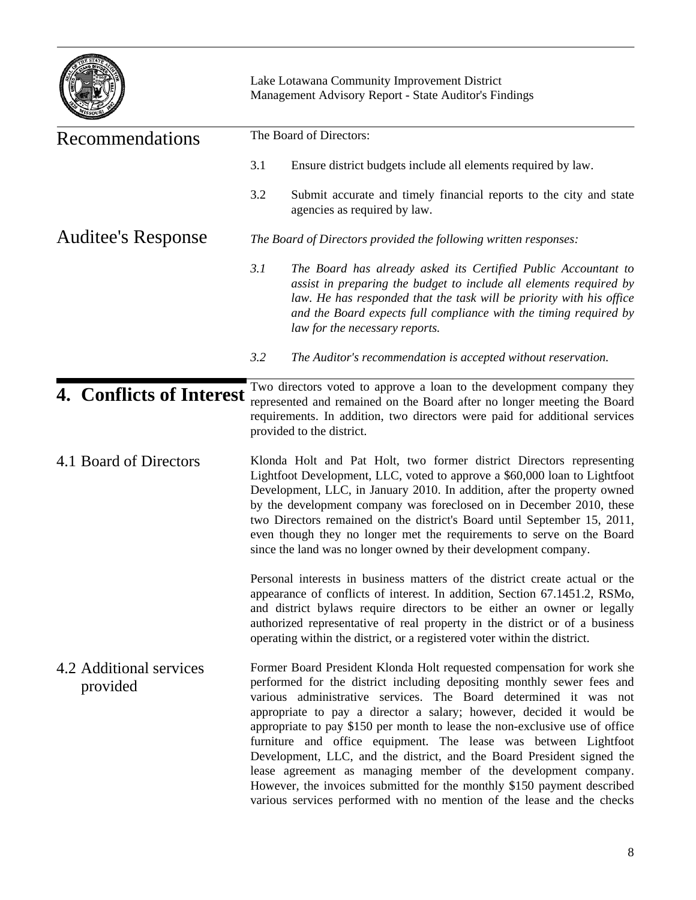Recommendations

The Board of Directors:

3.1 Ensure district budgets include all elements required by law.

3.2 Submit accurate and timely financial reports to the city and state agencies as required by law.

Auditee's Response

*The Board of Directors provided the following written responses:*

*3.1 The Board has already asked its Certified Public Accountant to assist in preparing the budget to include all elements required by law. He has responded that the task will be priority with his office and the Board expects full compliance with the timing required by law for the necessary reports.*

*3.2 The Auditor's recommendation is accepted without reservation.*

## 4. Conflicts of Interest

Two directors voted to approve a loan to the development company they represented and remained on the Board after no longer meeting the Board requirements. In addition, two directors were paid for additional services provided to the district.

### 4.1 Board of Directors

Klonda Holt and Pat Holt, two former district Directors representing Lightfoot Development, LLC, voted to approve a $60,000 loan to Lightfoot Development, LLC, in January 2010. In addition, after the property owned by the development company was foreclosed on in December 2010, these two Directors remained on the district's Board until September 15, 2011, even though they no longer met the requirements to serve on the Board since the land was no longer owned by their development company.

Personal interests in business matters of the district create actual or the appearance of conflicts of interest. In addition, Section 67.1451.2, RSMo, and district bylaws require directors to be either an owner or legally authorized representative of real property in the district or of a business operating within the district, or a registered voter within the district.

### 4.2 Additional services provided

Former Board President Klonda Holt requested compensation for work she performed for the district including depositing monthly sewer fees and various administrative services. The Board determined it was not appropriate to pay a director a salary; however, decided it would be appropriate to pay $150 per month to lease the non-exclusive use of office furniture and office equipment. The lease was between Lightfoot Development, LLC, and the district, and the Board President signed the lease agreement as managing member of the development company. However, the invoices submitted for the monthly $150 payment described various services performed with no mention of the lease and the checks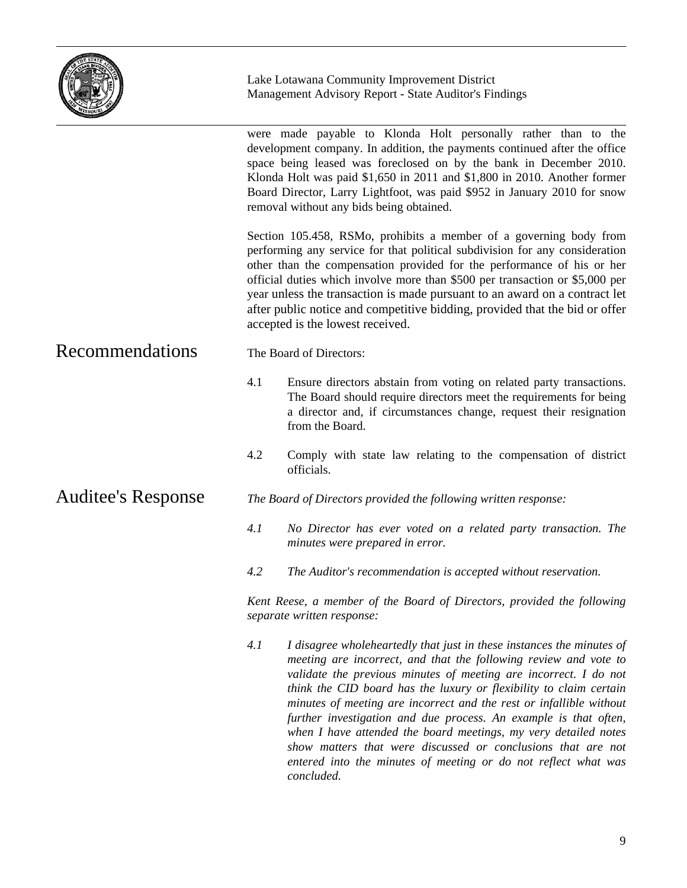were made payable to Klonda Holt personally rather than to the development company. In addition, the payments continued after the office space being leased was foreclosed on by the bank in December 2010. Klonda Holt was paid $1,650 in 2011 and $1,800 in 2010. Another former Board Director, Larry Lightfoot, was paid $952 in January 2010 for snow removal without any bids being obtained.

Section 105.458, RSMo, prohibits a member of a governing body from performing any service for that political subdivision for any consideration other than the compensation provided for the performance of his or her official duties which involve more than $500 per transaction or $5,000 per year unless the transaction is made pursuant to an award on a contract let after public notice and competitive bidding, provided that the bid or offer accepted is the lowest received.

## Recommendations

The Board of Directors:

4.1 Ensure directors abstain from voting on related party transactions. The Board should require directors meet the requirements for being a director and, if circumstances change, request their resignation from the Board.

4.2 Comply with state law relating to the compensation of district officials.

## Auditee's Response

*The Board of Directors provided the following written response:*

*4.1 No Director has ever voted on a related party transaction. The minutes were prepared in error.*

*4.2 The Auditor's recommendation is accepted without reservation.*

*Kent Reese, a member of the Board of Directors, provided the following separate written response:*

*4.1 I disagree wholeheartedly that just in these instances the minutes of meeting are incorrect, and that the following review and vote to validate the previous minutes of meeting are incorrect. I do not think the CID board has the luxury or flexibility to claim certain minutes of meeting are incorrect and the rest or infallible without further investigation and due process. An example is that often, when I have attended the board meetings, my very detailed notes show matters that were discussed or conclusions that are not entered into the minutes of meeting or do not reflect what was concluded.*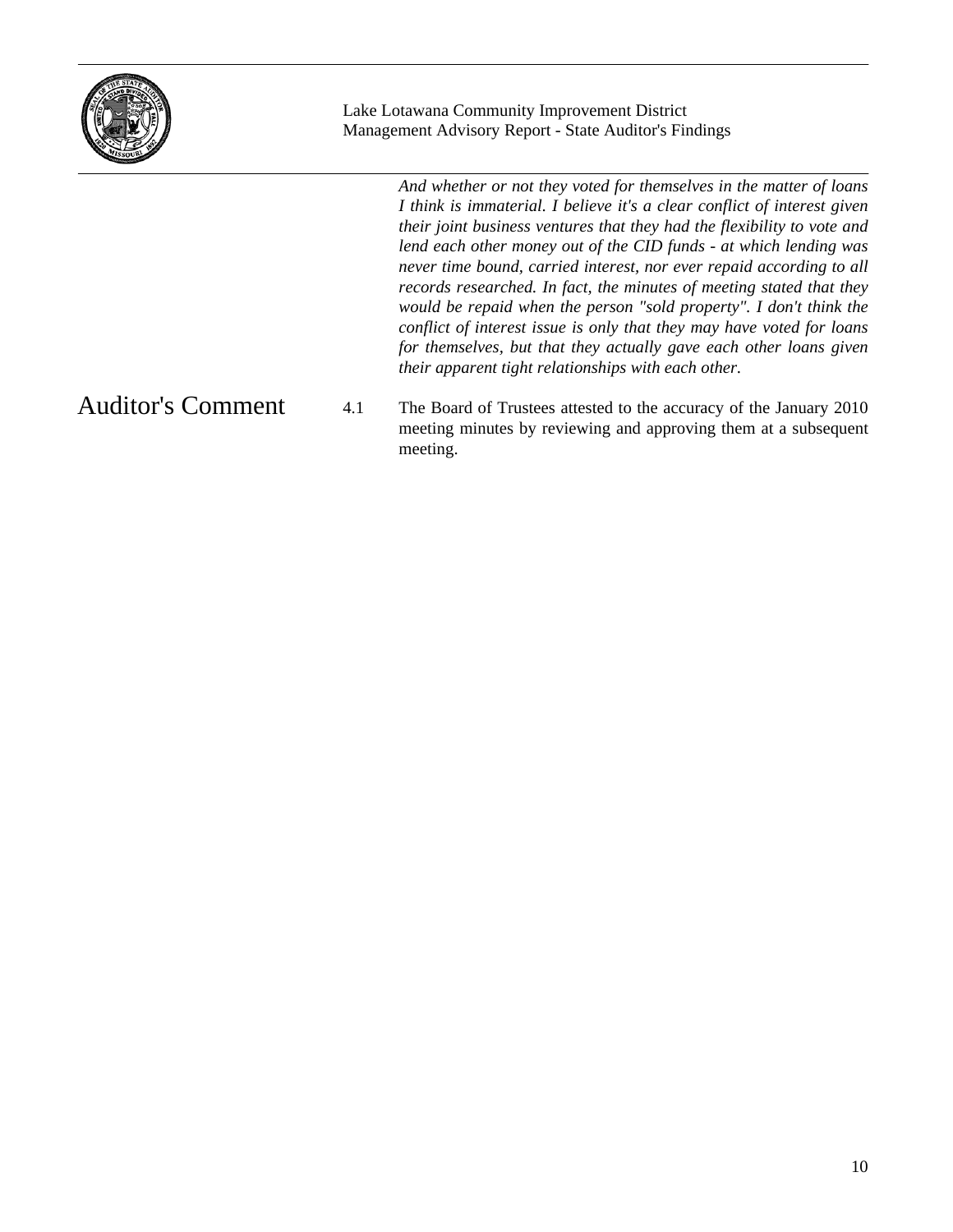*And whether or not they voted for themselves in the matter of loans I think is immaterial. I believe it's a clear conflict of interest given their joint business ventures that they had the flexibility to vote and lend each other money out of the CID funds - at which lending was never time bound, carried interest, nor ever repaid according to all records researched. In fact, the minutes of meeting stated that they would be repaid when the person "sold property". I don't think the conflict of interest issue is only that they may have voted for loans for themselves, but that they actually gave each other loans given their apparent tight relationships with each other.*

## Auditor's Comment

4.1 The Board of Trustees attested to the accuracy of the January 2010 meeting minutes by reviewing and approving them at a subsequent meeting.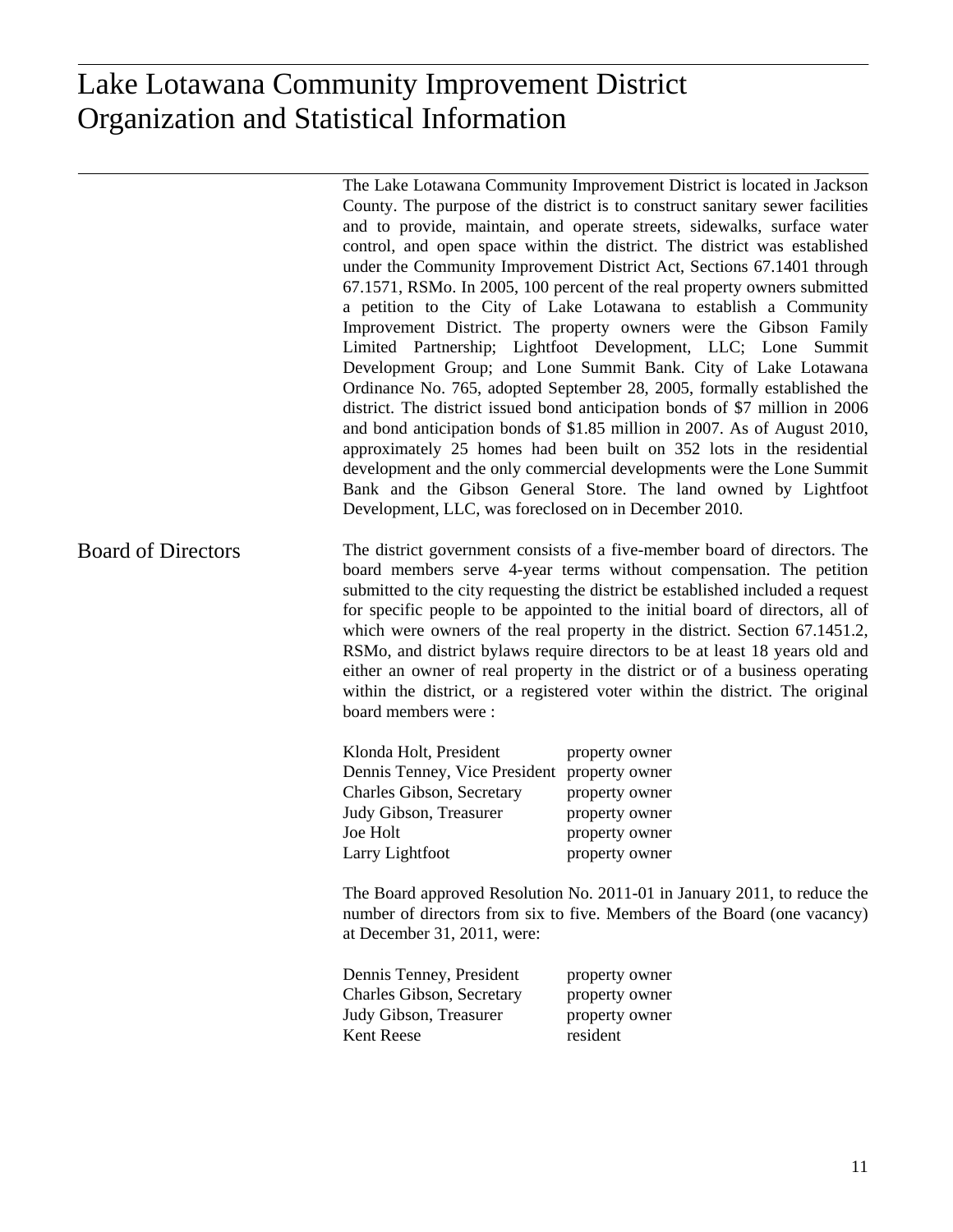# Lake Lotawana Community Improvement District Organization and Statistical Information

The Lake Lotawana Community Improvement District is located in Jackson County. The purpose of the district is to construct sanitary sewer facilities and to provide, maintain, and operate streets, sidewalks, surface water control, and open space within the district. The district was established under the Community Improvement District Act, Sections 67.1401 through 67.1571, RSMo. In 2005, 100 percent of the real property owners submitted a petition to the City of Lake Lotawana to establish a Community Improvement District. The property owners were the Gibson Family Limited Partnership; Lightfoot Development, LLC; Lone Summit Development Group; and Lone Summit Bank. City of Lake Lotawana Ordinance No. 765, adopted September 28, 2005, formally established the district. The district issued bond anticipation bonds of $7 million in 2006 and bond anticipation bonds of $1.85 million in 2007. As of August 2010, approximately 25 homes had been built on 352 lots in the residential development and the only commercial developments were the Lone Summit Bank and the Gibson General Store. The land owned by Lightfoot Development, LLC, was foreclosed on in December 2010.

## Board of Directors

The district government consists of a five-member board of directors. The board members serve 4-year terms without compensation. The petition submitted to the city requesting the district be established included a request for specific people to be appointed to the initial board of directors, all of which were owners of the real property in the district. Section 67.1451.2, RSMo, and district bylaws require directors to be at least 18 years old and either an owner of real property in the district or of a business operating within the district, or a registered voter within the district. The original board members were :

| | |
|---|---|
| Klonda Holt, President | property owner |
| Dennis Tenney, Vice President | property owner |
| Charles Gibson, Secretary | property owner |
| Judy Gibson, Treasurer | property owner |
| Joe Holt | property owner |
| Larry Lightfoot | property owner |

The Board approved Resolution No. 2011-01 in January 2011, to reduce the number of directors from six to five. Members of the Board (one vacancy) at December 31, 2011, were:

| | |
|---|---|
| Dennis Tenney, President | property owner |
| Charles Gibson, Secretary | property owner |
| Judy Gibson, Treasurer | property owner |
| Kent Reese | resident |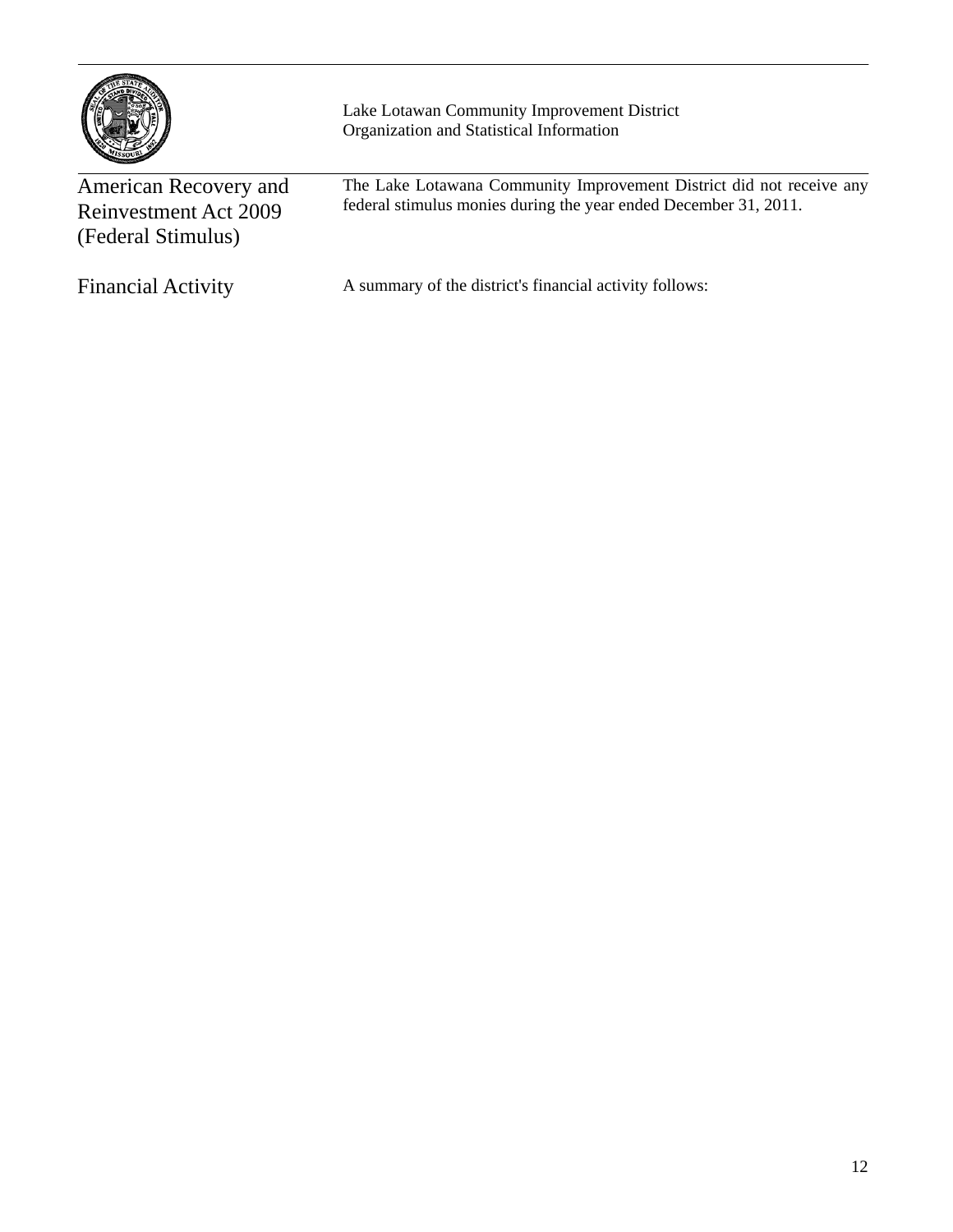Lake Lotawan Community Improvement District
Organization and Statistical Information

## American Recovery and Reinvestment Act 2009 (Federal Stimulus)

The Lake Lotawana Community Improvement District did not receive any federal stimulus monies during the year ended December 31, 2011.

## Financial Activity

A summary of the district's financial activity follows: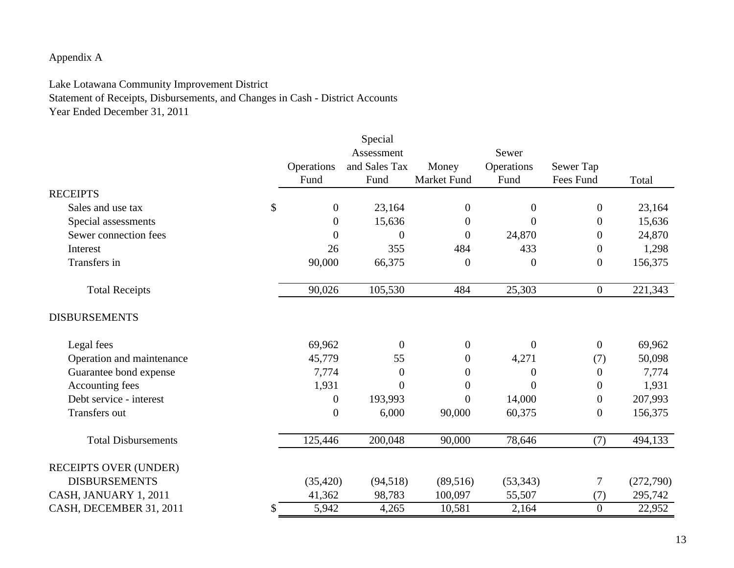Appendix A

Lake Lotawana Community Improvement District
Statement of Receipts, Disbursements, and Changes in Cash - District Accounts
Year Ended December 31, 2011

| | Operations Fund | Special Assessment and Sales Tax Fund | Money Market Fund | Sewer Operations Fund | Sewer Tap Fees Fund | Total |
|---|---|---|---|---|---|---|
| **RECEIPTS** | | | | | | |
| Sales and use tax | $ 0 | 23,164 | 0 | 0 | 0 | 23,164 |
| Special assessments | 0 | 15,636 | 0 | 0 | 0 | 15,636 |
| Sewer connection fees | 0 | 0 | 0 | 24,870 | 0 | 24,870 |
| Interest | 26 | 355 | 484 | 433 | 0 | 1,298 |
| Transfers in | 90,000 | 66,375 | 0 | 0 | 0 | 156,375 |
| Total Receipts | 90,026 | 105,530 | 484 | 25,303 | 0 | 221,343 |
| **DISBURSEMENTS** | | | | | | |
| Legal fees | 69,962 | 0 | 0 | 0 | 0 | 69,962 |
| Operation and maintenance | 45,779 | 55 | 0 | 4,271 | (7) | 50,098 |
| Guarantee bond expense | 7,774 | 0 | 0 | 0 | 0 | 7,774 |
| Accounting fees | 1,931 | 0 | 0 | 0 | 0 | 1,931 |
| Debt service - interest | 0 | 193,993 | 0 | 14,000 | 0 | 207,993 |
| Transfers out | 0 | 6,000 | 90,000 | 60,375 | 0 | 156,375 |
| Total Disbursements | 125,446 | 200,048 | 90,000 | 78,646 | (7) | 494,133 |
| RECEIPTS OVER (UNDER) DISBURSEMENTS | (35,420) | (94,518) | (89,516) | (53,343) | 7 | (272,790) |
| CASH, JANUARY 1, 2011 | 41,362 | 98,783 | 100,097 | 55,507 | (7) | 295,742 |
| CASH, DECEMBER 31, 2011 | $ 5,942 | 4,265 | 10,581 | 2,164 | 0 | 22,952 |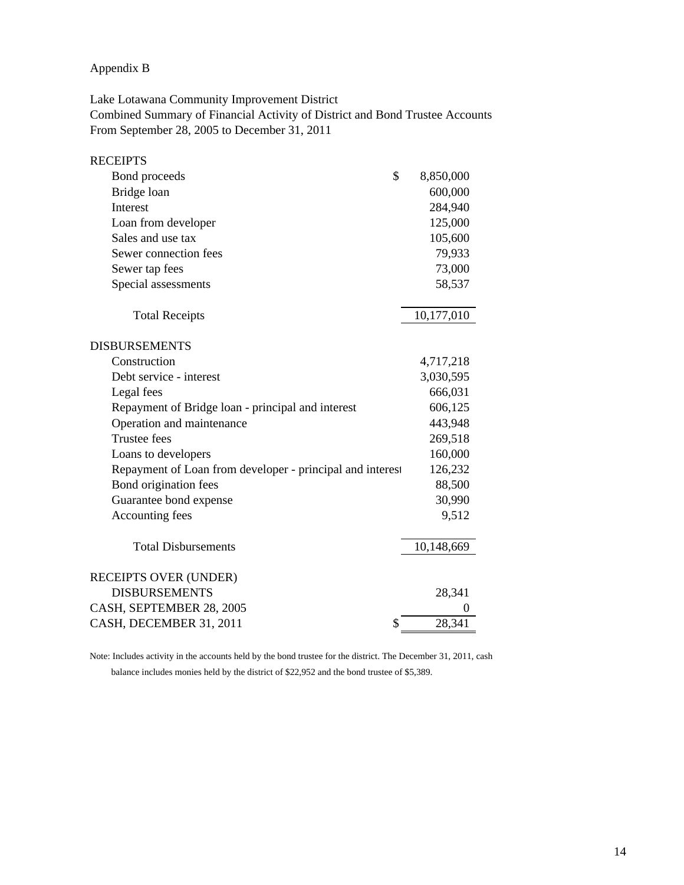Appendix B

Lake Lotawana Community Improvement District
Combined Summary of Financial Activity of District and Bond Trustee Accounts
From September 28, 2005 to December 31, 2011

| | | |
|---|---|---|
| **RECEIPTS** | | |
| Bond proceeds | $ | 8,850,000 |
| Bridge loan | | 600,000 |
| Interest | | 284,940 |
| Loan from developer | | 125,000 |
| Sales and use tax | | 105,600 |
| Sewer connection fees | | 79,933 |
| Sewer tap fees | | 73,000 |
| Special assessments | | 58,537 |
| Total Receipts | | 10,177,010 |
| **DISBURSEMENTS** | | |
| Construction | | 4,717,218 |
| Debt service - interest | | 3,030,595 |
| Legal fees | | 666,031 |
| Repayment of Bridge loan - principal and interest | | 606,125 |
| Operation and maintenance | | 443,948 |
| Trustee fees | | 269,518 |
| Loans to developers | | 160,000 |
| Repayment of Loan from developer - principal and interest | | 126,232 |
| Bond origination fees | | 88,500 |
| Guarantee bond expense | | 30,990 |
| Accounting fees | | 9,512 |
| Total Disbursements | | 10,148,669 |
| RECEIPTS OVER (UNDER) DISBURSEMENTS | | 28,341 |
| CASH, SEPTEMBER 28, 2005 | | 0 |
| CASH, DECEMBER 31, 2011 | $ | 28,341 |

Note: Includes activity in the accounts held by the bond trustee for the district. The December 31, 2011, cash balance includes monies held by the district of $22,952 and the bond trustee of $5,389.